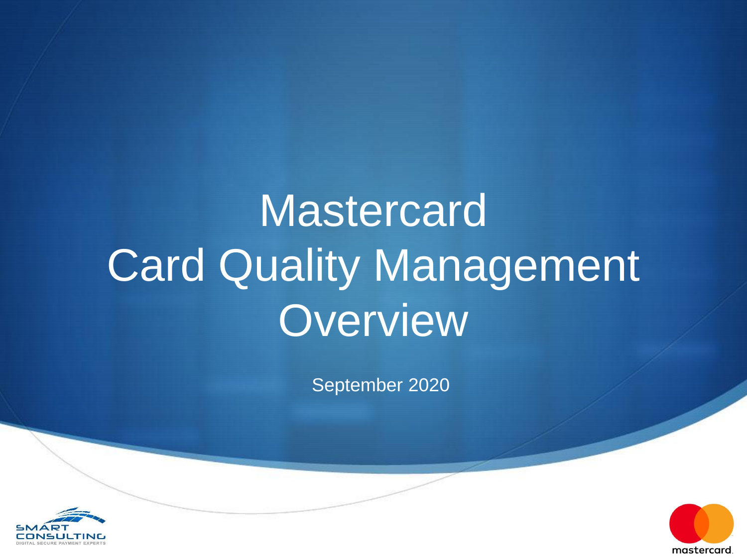# Mastercard Card Quality Management Overview

September 2020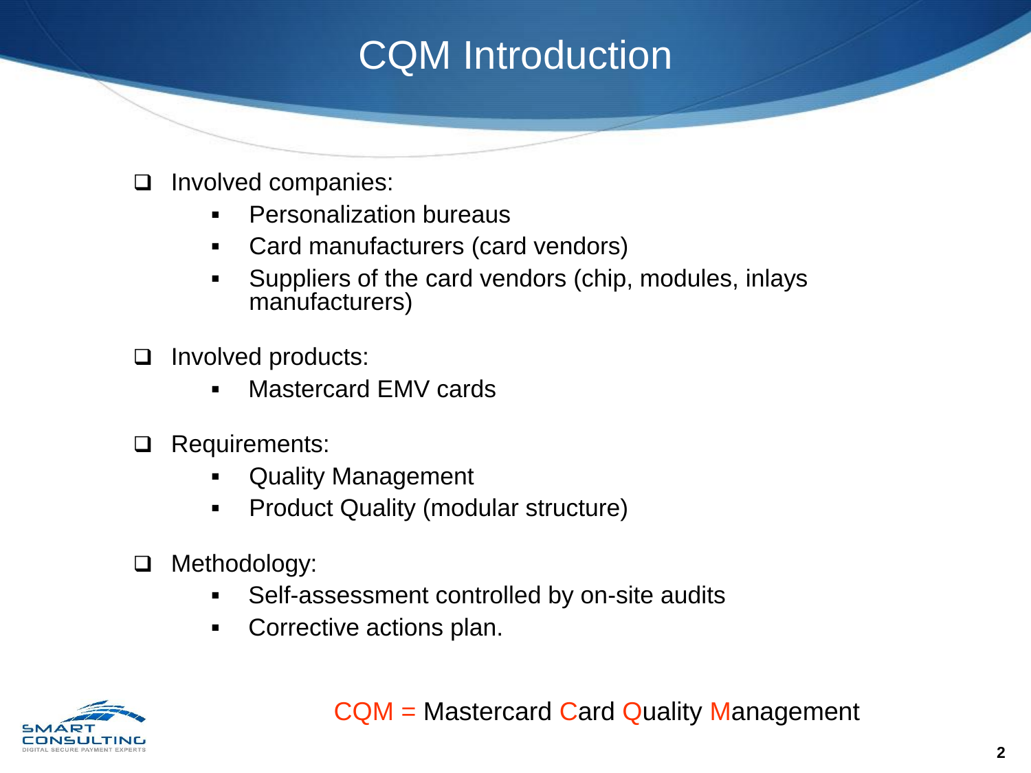# CQM Introduction

- Involved companies:
  - Personalization bureaus
  - Card manufacturers (card vendors)
  - Suppliers of the card vendors (chip, modules, inlays manufacturers)

- Involved products:
  - Mastercard EMV cards

- Requirements:
  - Quality Management
  - Product Quality (modular structure)

- Methodology:
  - Self-assessment controlled by on-site audits
  - Corrective actions plan.

CQM = Mastercard Card Quality Management

SMART CONSULTING
DIGITAL SECURE PAYMENT EXPERTS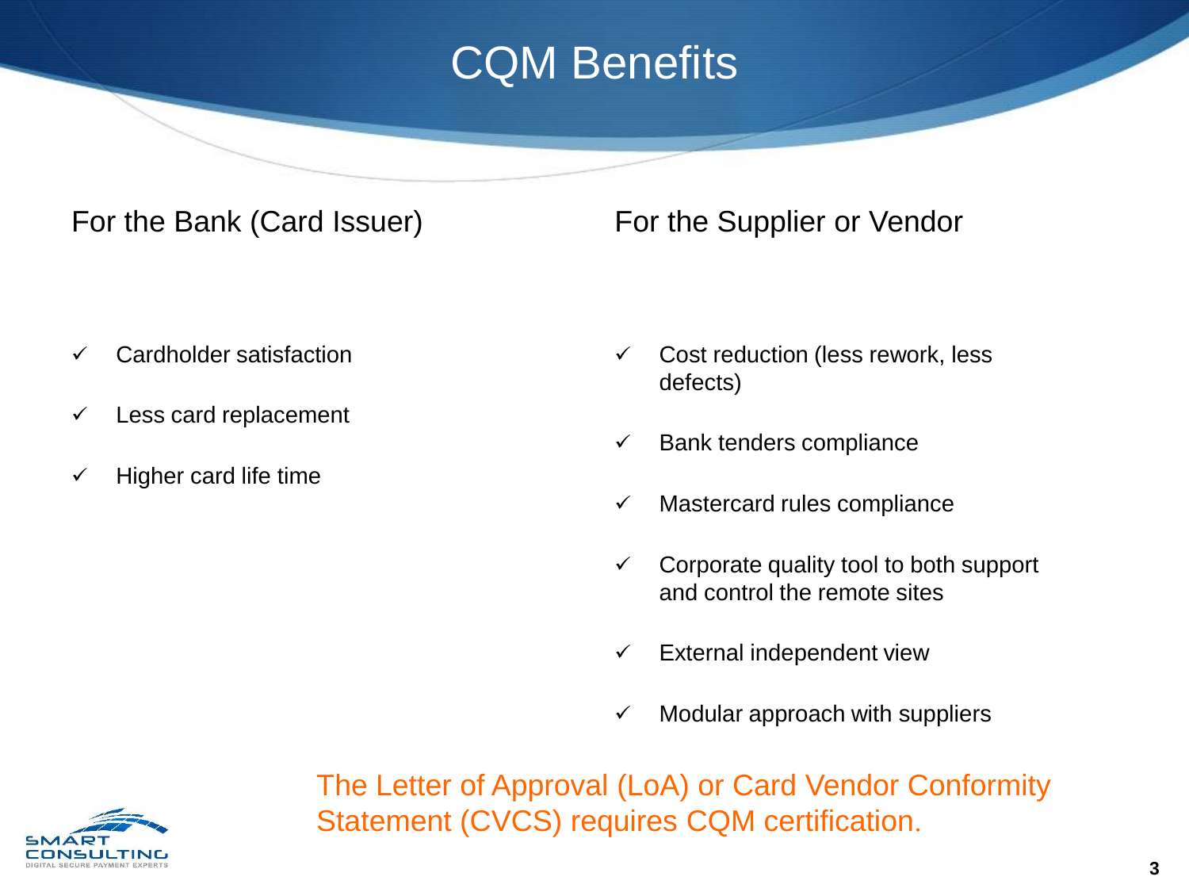# CQM Benefits

## For the Bank (Card Issuer)

- ✓ Cardholder satisfaction
- ✓ Less card replacement
- ✓ Higher card life time

## For the Supplier or Vendor

- ✓ Cost reduction (less rework, less defects)
- ✓ Bank tenders compliance
- ✓ Mastercard rules compliance
- ✓ Corporate quality tool to both support and control the remote sites
- ✓ External independent view
- ✓ Modular approach with suppliers

The Letter of Approval (LoA) or Card Vendor Conformity Statement (CVCS) requires CQM certification.

SMART CONSULTING
DIGITAL SECURE PAYMENT EXPERTS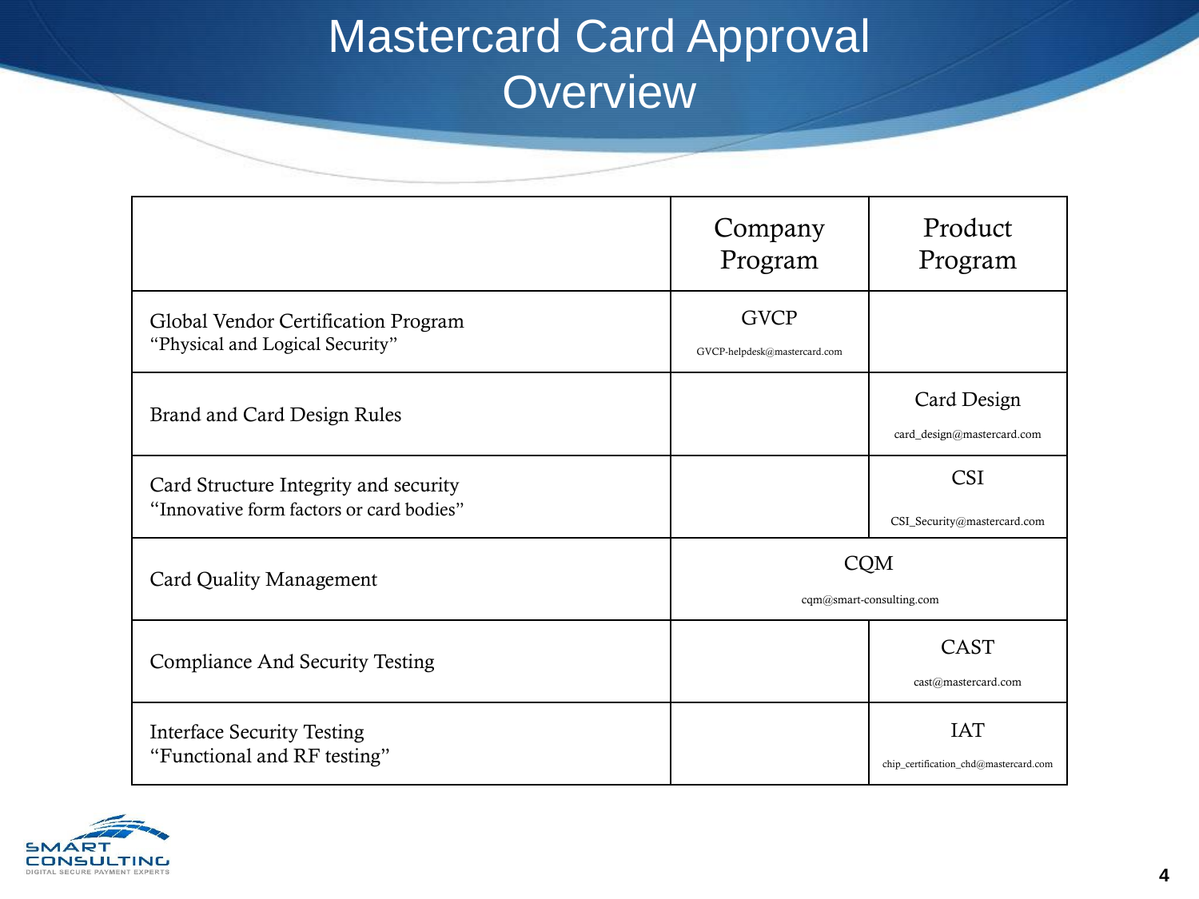# Mastercard Card Approval Overview

| | Company Program | Product Program |
|---|---|---|
| Global Vendor Certification Program<br>"Physical and Logical Security" | GVCP<br>GVCP-helpdesk@mastercard.com | |
| Brand and Card Design Rules | | Card Design<br>card_design@mastercard.com |
| Card Structure Integrity and security<br>"Innovative form factors or card bodies" | | CSI<br>CSI_Security@mastercard.com |
| Card Quality Management | CQM<br>cqm@smart-consulting.com | |
| Compliance And Security Testing | | CAST<br>cast@mastercard.com |
| Interface Security Testing<br>"Functional and RF testing" | | IAT<br>chip_certification_chd@mastercard.com |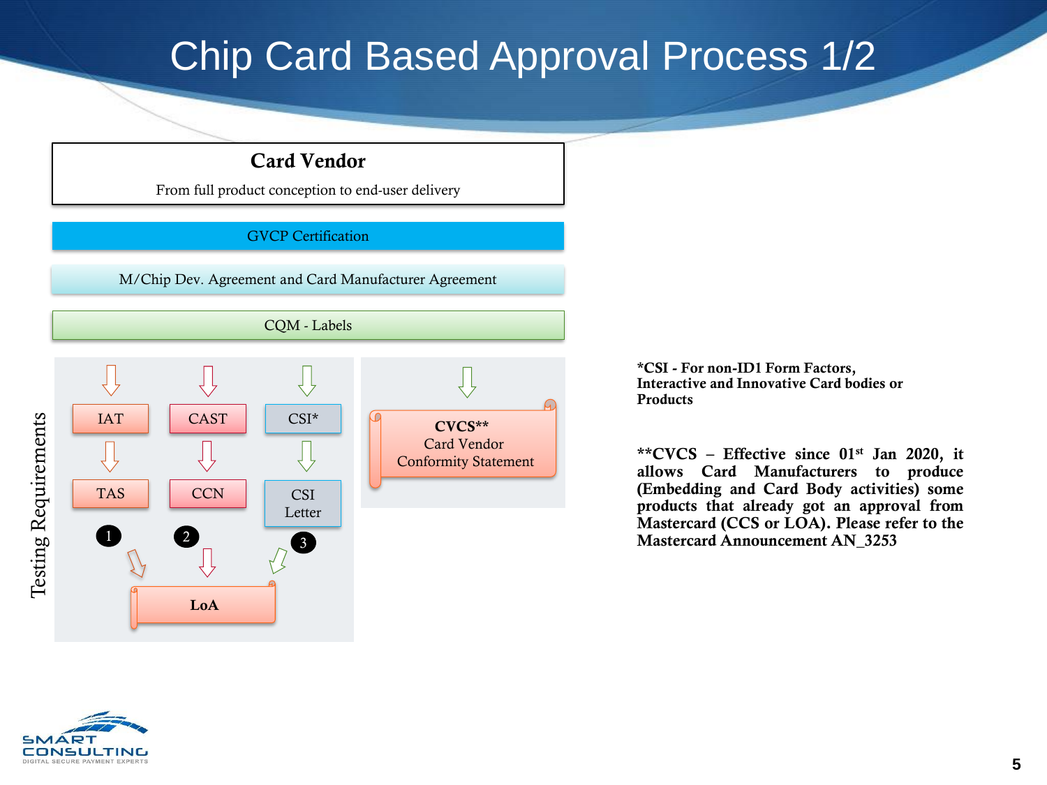# Chip Card Based Approval Process 1/2

**Card Vendor**

From full product conception to end-user delivery

GVCP Certification

M/Chip Dev. Agreement and Card Manufacturer Agreement

CQM - Labels

Testing Requirements

| 1 | 2 | 3 |
|---|---|---|
| IAT | CAST | CSI* |
| TAS | CCN | CSI Letter |

→ **LoA**

**CVCS****
Card Vendor
Conformity Statement

***CSI - For non-ID1 Form Factors, Interactive and Innovative Card bodies or Products**

****CVCS – Effective since 01st Jan 2020, it allows Card Manufacturers to produce (Embedding and Card Body activities) some products that already got an approval from Mastercard (CCS or LOA). Please refer to the Mastercard Announcement AN_3253**

SMART CONSULTING
DIGITAL SECURE PAYMENT EXPERTS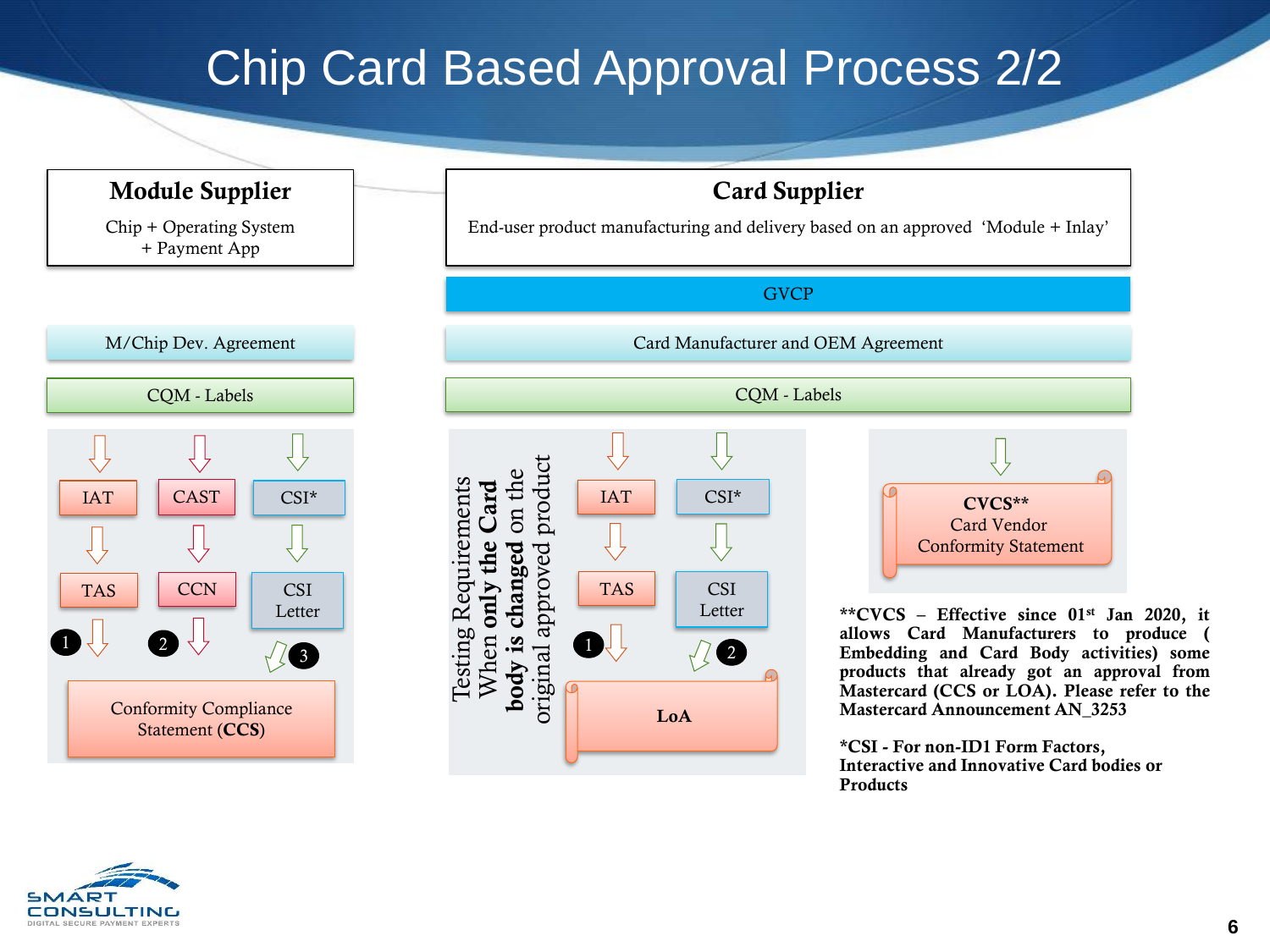# Chip Card Based Approval Process 2/2

## Module Supplier

Chip + Operating System + Payment App

M/Chip Dev. Agreement

CQM - Labels

- IAT → TAS → 1
- CAST → CCN → 2
- CSI* → CSI Letter → 3

Conformity Compliance Statement (**CCS**)

## Card Supplier

End-user product manufacturing and delivery based on an approved 'Module + Inlay'

GVCP

Card Manufacturer and OEM Agreement

CQM - Labels

Testing Requirements When **only the Card body is changed** on the original approved product

- IAT → TAS → 1
- CSI* → CSI Letter → 2

**LoA**

**CVCS****
Card Vendor Conformity Statement

****CVCS – Effective since 01st Jan 2020, it allows Card Manufacturers to produce ( Embedding and Card Body activities) some products that already got an approval from Mastercard (CCS or LOA). Please refer to the Mastercard Announcement AN_3253**

***CSI - For non-ID1 Form Factors, Interactive and Innovative Card bodies or Products**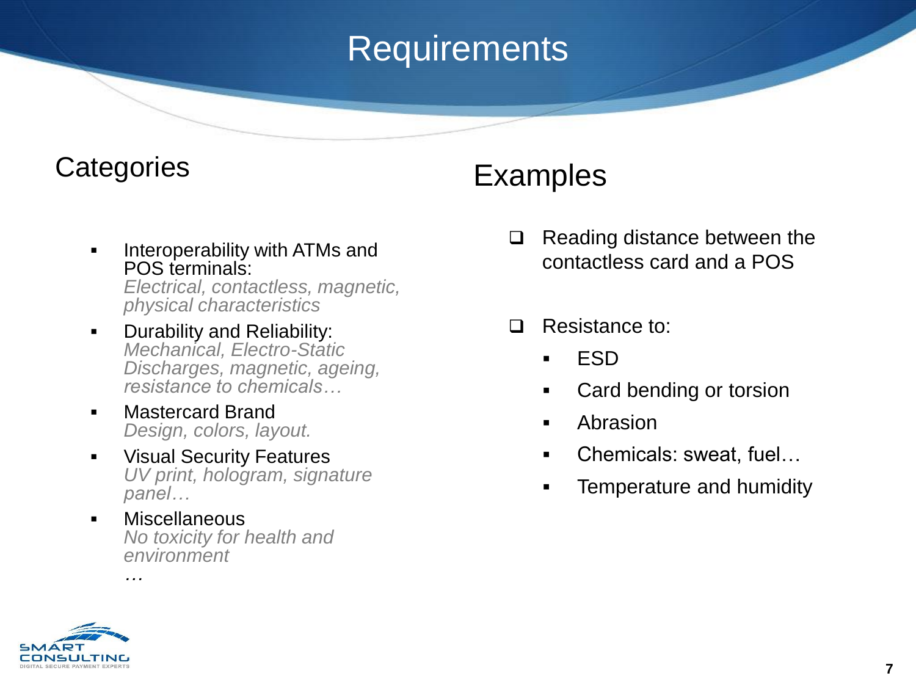# Requirements

## Categories

- Interoperability with ATMs and POS terminals:
  *Electrical, contactless, magnetic, physical characteristics*
- Durability and Reliability:
  *Mechanical, Electro-Static Discharges, magnetic, ageing, resistance to chemicals…*
- Mastercard Brand
  *Design, colors, layout.*
- Visual Security Features
  *UV print, hologram, signature panel…*
- Miscellaneous
  *No toxicity for health and environment*

  *…*

## Examples

- Reading distance between the contactless card and a POS
- Resistance to:
  - ESD
  - Card bending or torsion
  - Abrasion
  - Chemicals: sweat, fuel…
  - Temperature and humidity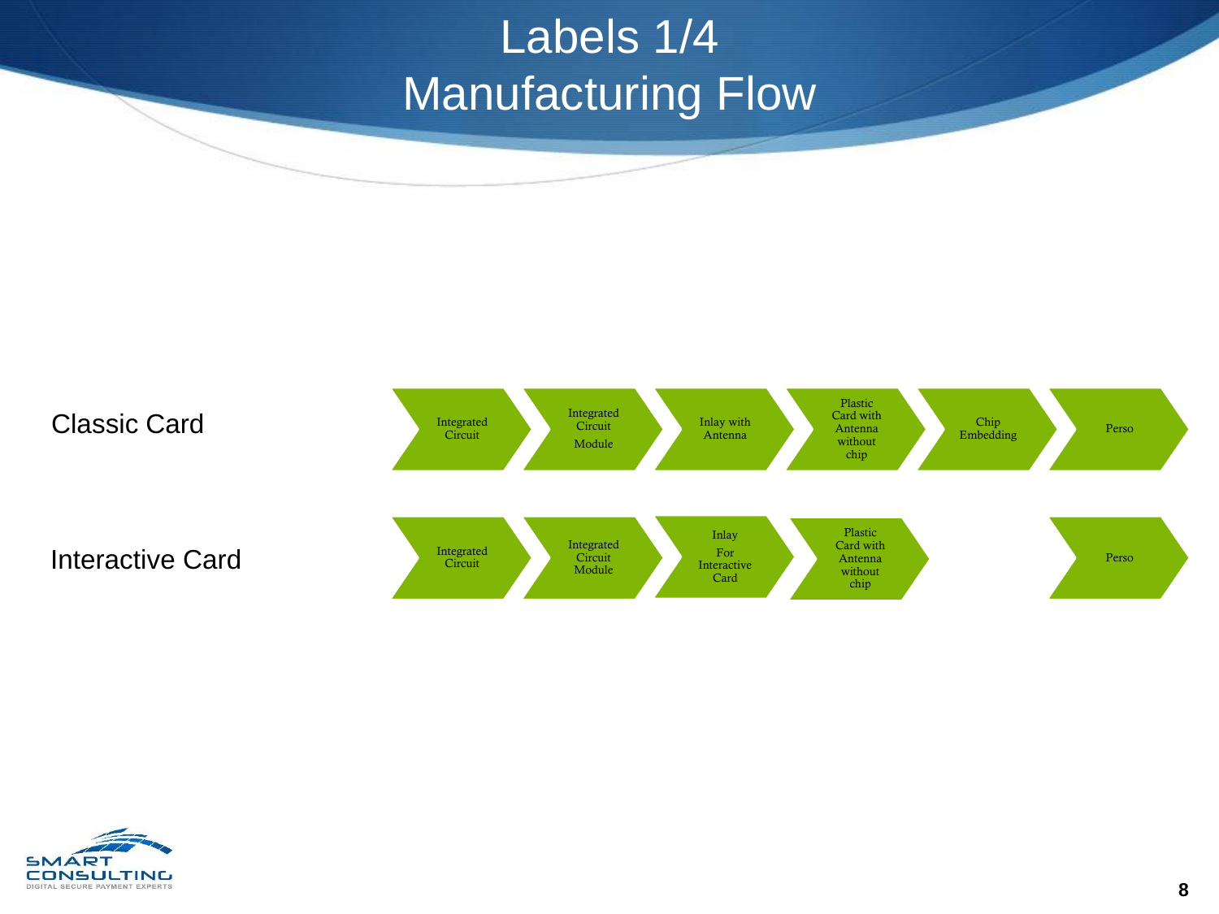# Labels 1/4
# Manufacturing Flow

| | | | | | | |
|---|---|---|---|---|---|---|
| Classic Card | Integrated Circuit | Integrated Circuit Module | Inlay with Antenna | Plastic Card with Antenna without chip | Chip Embedding | Perso |
| Interactive Card | Integrated Circuit | Integrated Circuit Module | Inlay For Interactive Card | Plastic Card with Antenna without chip | | Perso |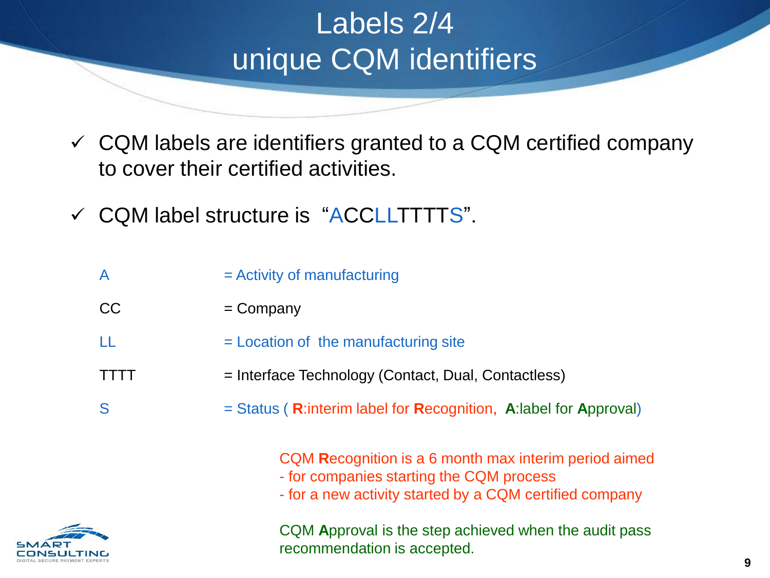# Labels 2/4
# unique CQM identifiers

- ✓ CQM labels are identifiers granted to a CQM certified company to cover their certified activities.
- ✓ CQM label structure is "ACCLLTTTTS".

| | |
|---|---|
| A | = Activity of manufacturing |
| CC | = Company |
| LL | = Location of the manufacturing site |
| TTTT | = Interface Technology (Contact, Dual, Contactless) |
| S | = Status ( **R**:interim label for **R**ecognition, **A**:label for **A**pproval) |

CQM **R**ecognition is a 6 month max interim period aimed
- for companies starting the CQM process
- for a new activity started by a CQM certified company

CQM **A**pproval is the step achieved when the audit pass recommendation is accepted.

SMART CONSULTING
DIGITAL SECURE PAYMENT EXPERTS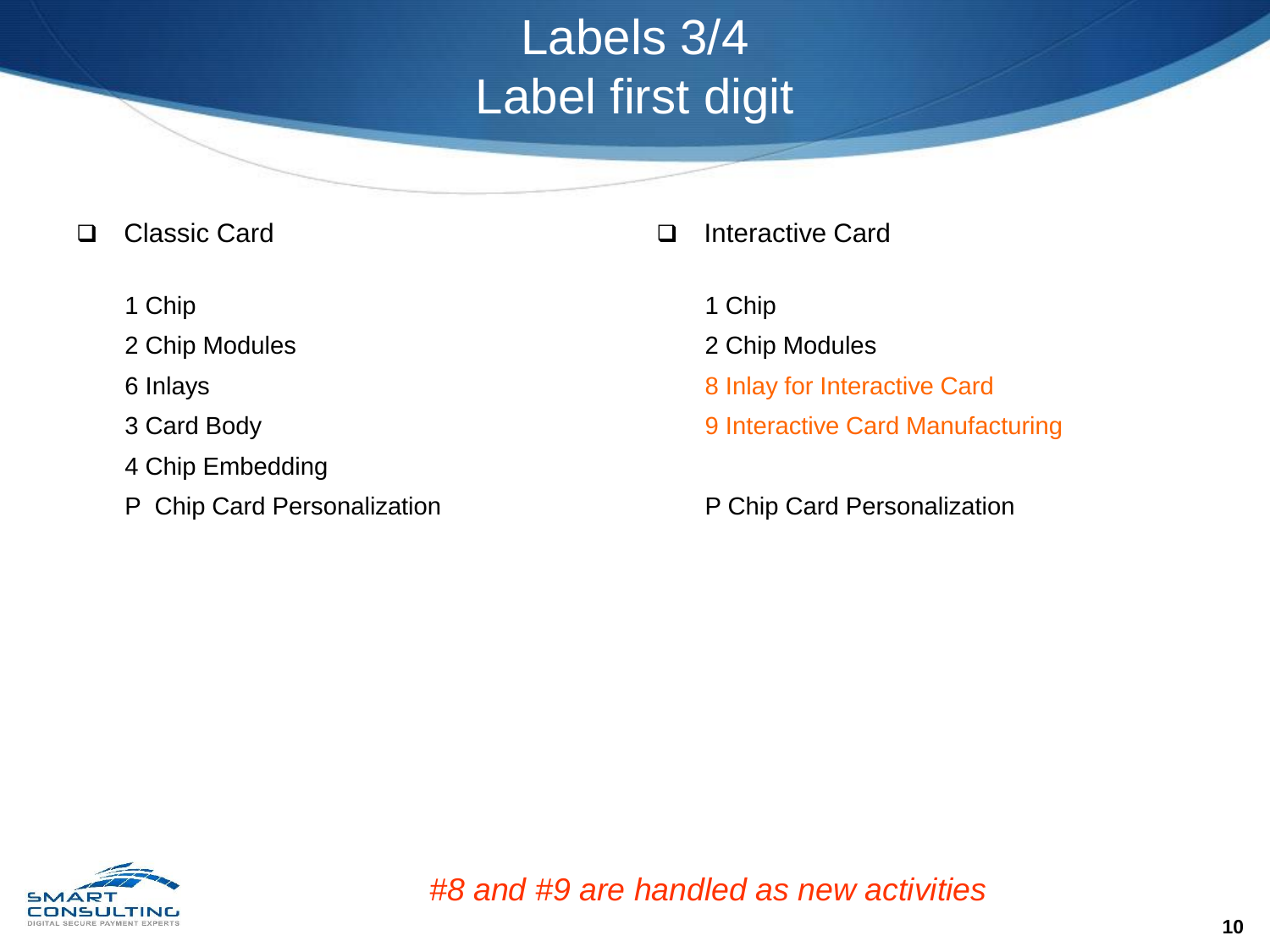# Labels 3/4
## Label first digit

- Classic Card

  1 Chip

  2 Chip Modules

  6 Inlays

  3 Card Body

  4 Chip Embedding

  P Chip Card Personalization

- Interactive Card

  1 Chip

  2 Chip Modules

  8 Inlay for Interactive Card

  9 Interactive Card Manufacturing

  P Chip Card Personalization

*#8 and #9 are handled as new activities*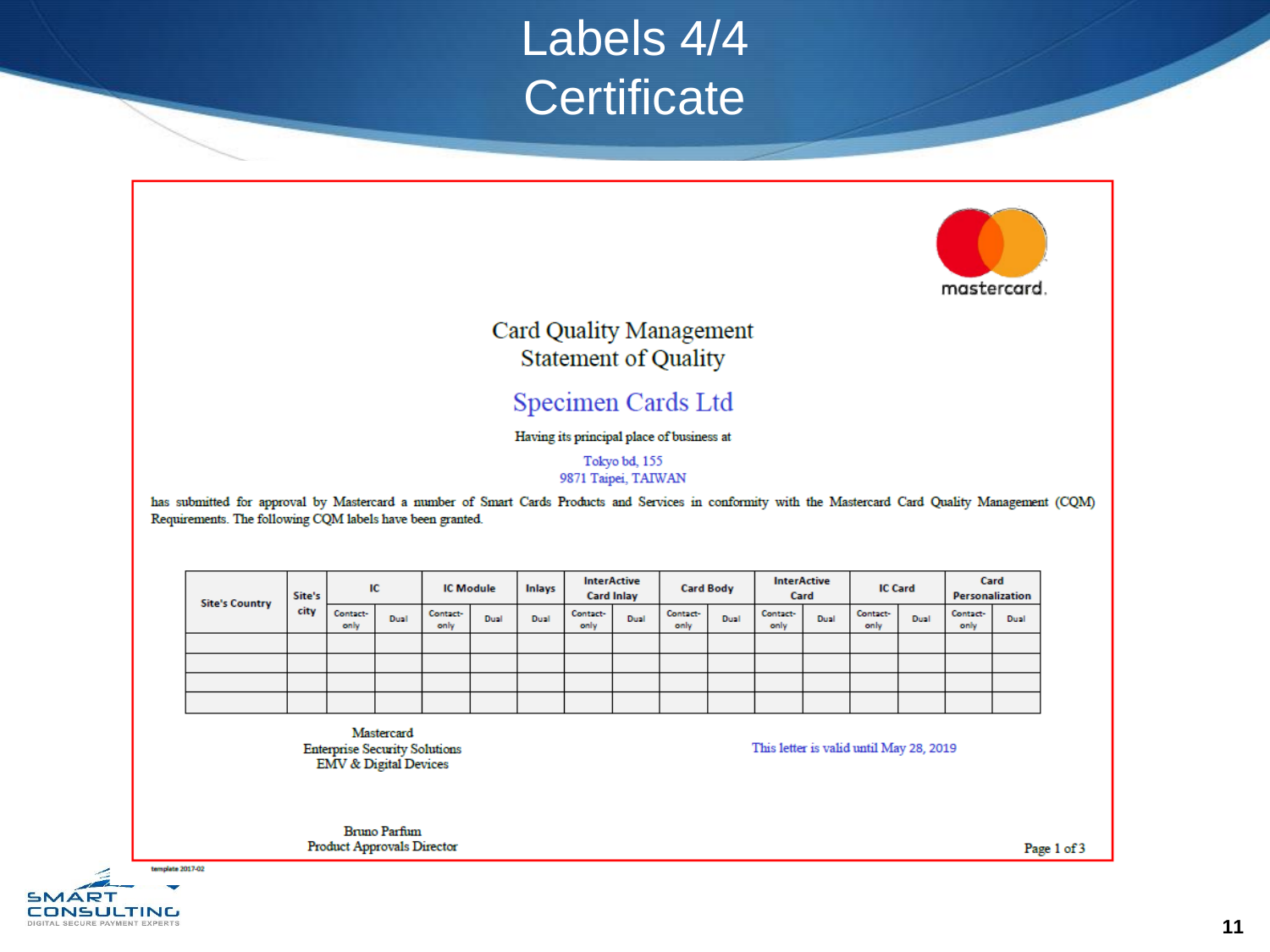# Labels 4/4
# Certificate

mastercard.

## Card Quality Management
## Statement of Quality

## Specimen Cards Ltd

Having its principal place of business at

Tokyo bd, 155
9871 Taipei, TAIWAN

has submitted for approval by Mastercard a number of Smart Cards Products and Services in conformity with the Mastercard Card Quality Management (CQM) Requirements. The following CQM labels have been granted.

| Site's Country | Site's city | IC | | IC Module | | Inlays | InterActive Card Inlay | | Card Body | | InterActive Card | | IC Card | | Card Personalization | |
|---|---|---|---|---|---|---|---|---|---|---|---|---|---|---|---|---|
| | | Contact-only | Dual | Contact-only | Dual | Dual | Contact-only | Dual | Contact-only | Dual | Contact-only | Dual | Contact-only | Dual | Contact-only | Dual |
| | | | | | | | | | | | | | | | | |
| | | | | | | | | | | | | | | | | |
| | | | | | | | | | | | | | | | | |
| | | | | | | | | | | | | | | | | |

Mastercard
Enterprise Security Solutions
EMV & Digital Devices

This letter is valid until May 28, 2019

Bruno Parfum
Product Approvals Director

template 2017-02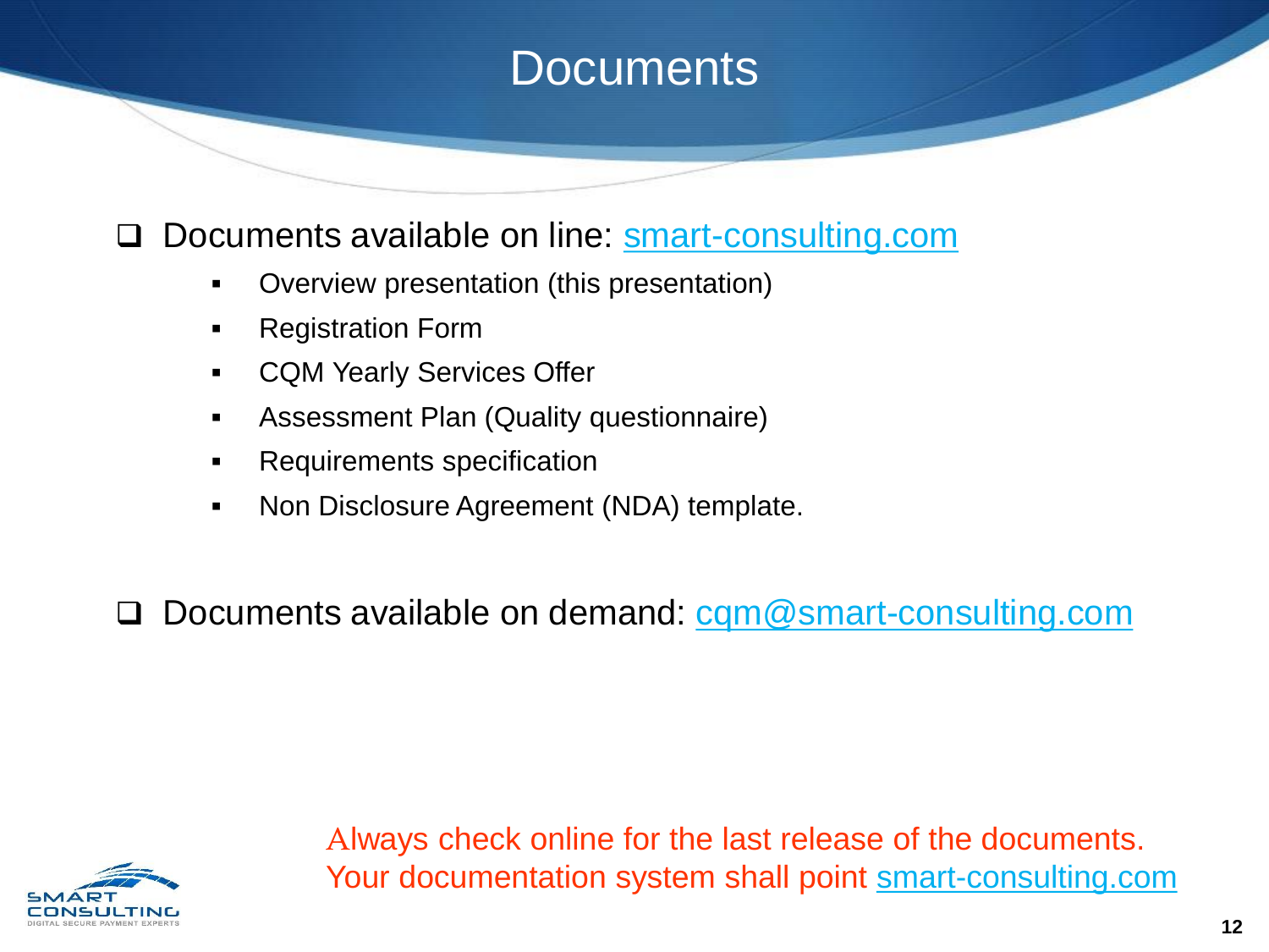# Documents

- Documents available on line: smart-consulting.com
  - Overview presentation (this presentation)
  - Registration Form
  - CQM Yearly Services Offer
  - Assessment Plan (Quality questionnaire)
  - Requirements specification
  - Non Disclosure Agreement (NDA) template.

- Documents available on demand: cqm@smart-consulting.com

Always check online for the last release of the documents.
Your documentation system shall point smart-consulting.com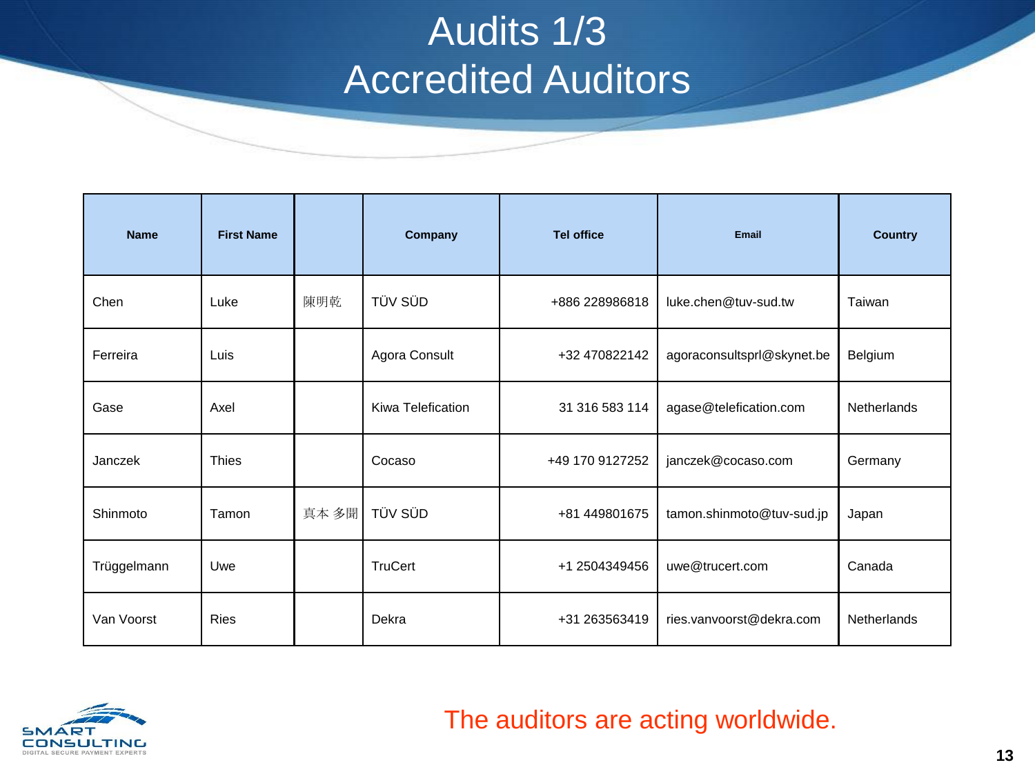# Audits 1/3
# Accredited Auditors

| Name | First Name | | Company | Tel office | Email | Country |
|---|---|---|---|---|---|---|
| Chen | Luke | 陳明乾 | TÜV SÜD | +886 228986818 | luke.chen@tuv-sud.tw | Taiwan |
| Ferreira | Luis | | Agora Consult | +32 470822142 | agoraconsultsprl@skynet.be | Belgium |
| Gase | Axel | | Kiwa Telefication | 31 316 583 114 | agase@telefication.com | Netherlands |
| Janczek | Thies | | Cocaso | +49 170 9127252 | janczek@cocaso.com | Germany |
| Shinmoto | Tamon | 真本 多聞 | TÜV SÜD | +81 449801675 | tamon.shinmoto@tuv-sud.jp | Japan |
| Trüggelmann | Uwe | | TruCert | +1 2504349456 | uwe@trucert.com | Canada |
| Van Voorst | Ries | | Dekra | +31 263563419 | ries.vanvoorst@dekra.com | Netherlands |

The auditors are acting worldwide.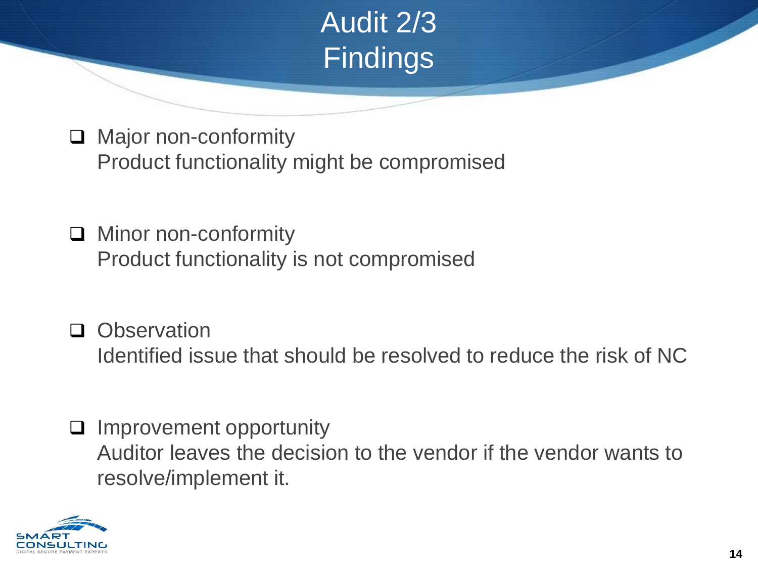# Audit 2/3
## Findings

- **Major non-conformity**
  Product functionality might be compromised

- **Minor non-conformity**
  Product functionality is not compromised

- **Observation**
  Identified issue that should be resolved to reduce the risk of NC

- **Improvement opportunity**
  Auditor leaves the decision to the vendor if the vendor wants to resolve/implement it.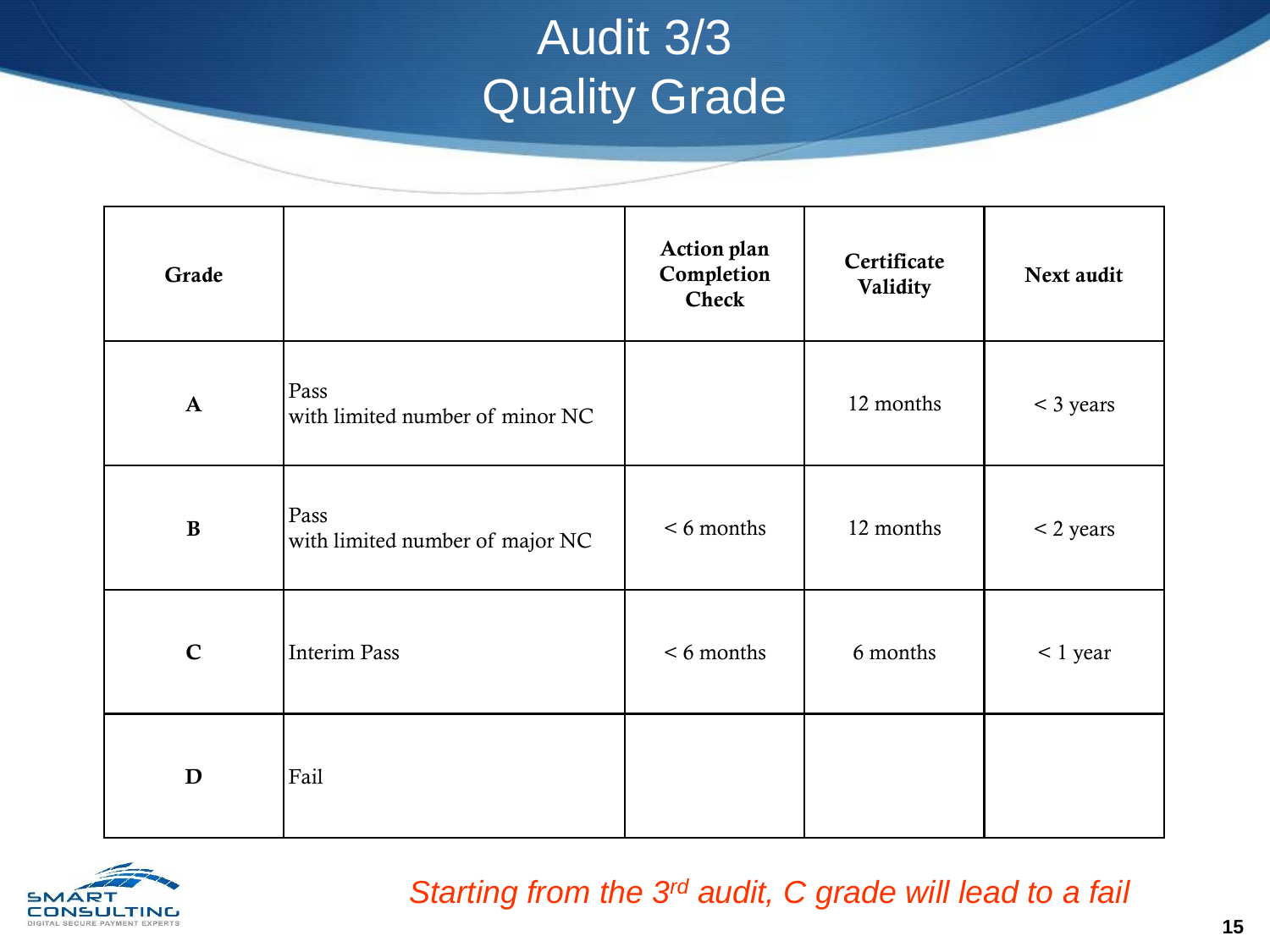# Audit 3/3
## Quality Grade

| Grade | | Action plan Completion Check | Certificate Validity | Next audit |
|---|---|---|---|---|
| **A** | Pass<br>with limited number of minor NC | | 12 months | < 3 years |
| **B** | Pass<br>with limited number of major NC | < 6 months | 12 months | < 2 years |
| **C** | Interim Pass | < 6 months | 6 months | < 1 year |
| **D** | Fail | | | |

*Starting from the 3rd audit, C grade will lead to a fail*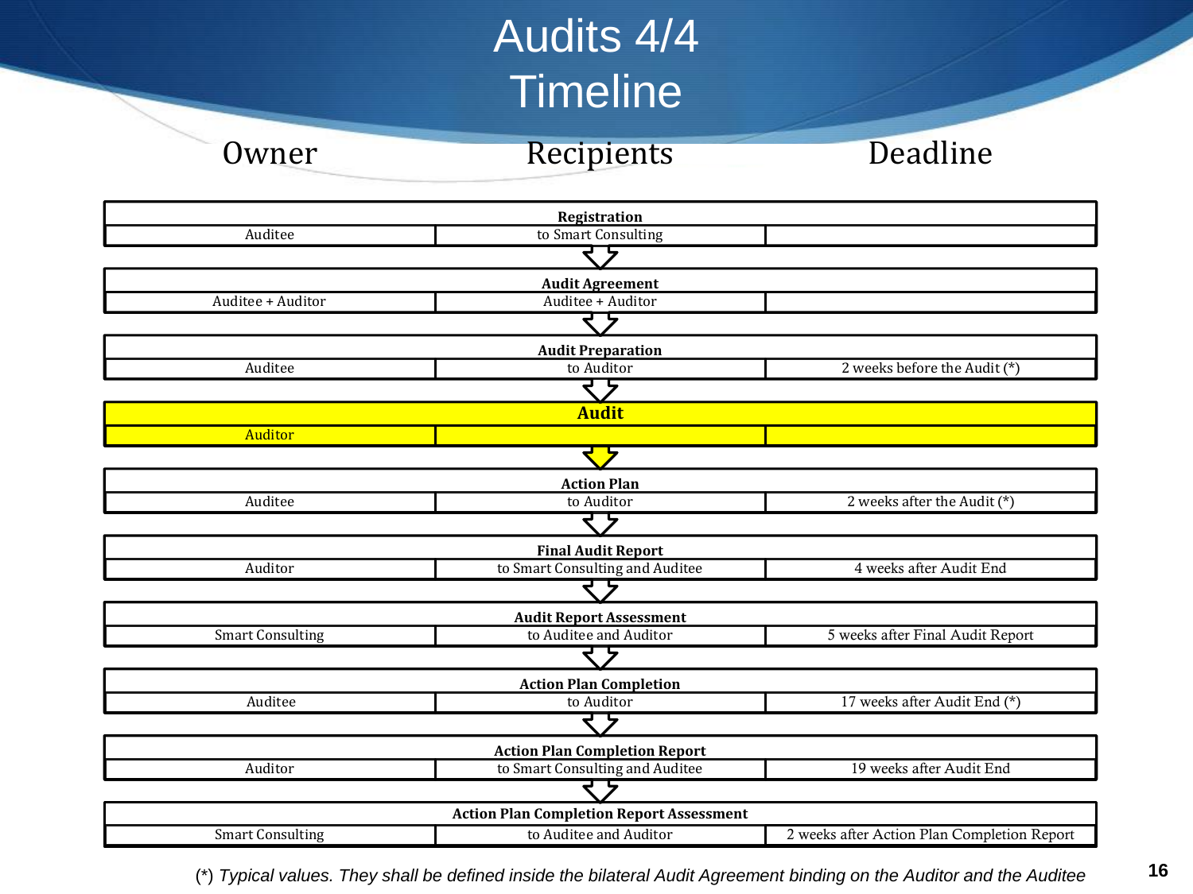# Audits 4/4
# Timeline

| Step | Owner | Recipients | Deadline |
|---|---|---|---|
| **Registration** | Auditee | to Smart Consulting | |
| **Audit Agreement** | Auditee + Auditor | Auditee + Auditor | |
| **Audit Preparation** | Auditee | to Auditor | 2 weeks before the Audit (*) |
| **Audit** | Auditor | | |
| **Action Plan** | Auditee | to Auditor | 2 weeks after the Audit (*) |
| **Final Audit Report** | Auditor | to Smart Consulting and Auditee | 4 weeks after Audit End |
| **Audit Report Assessment** | Smart Consulting | to Auditee and Auditor | 5 weeks after Final Audit Report |
| **Action Plan Completion** | Auditee | to Auditor | 17 weeks after Audit End (*) |
| **Action Plan Completion Report** | Auditor | to Smart Consulting and Auditee | 19 weeks after Audit End |
| **Action Plan Completion Report Assessment** | Smart Consulting | to Auditee and Auditor | 2 weeks after Action Plan Completion Report |

*(*) Typical values. They shall be defined inside the bilateral Audit Agreement binding on the Auditor and the Auditee*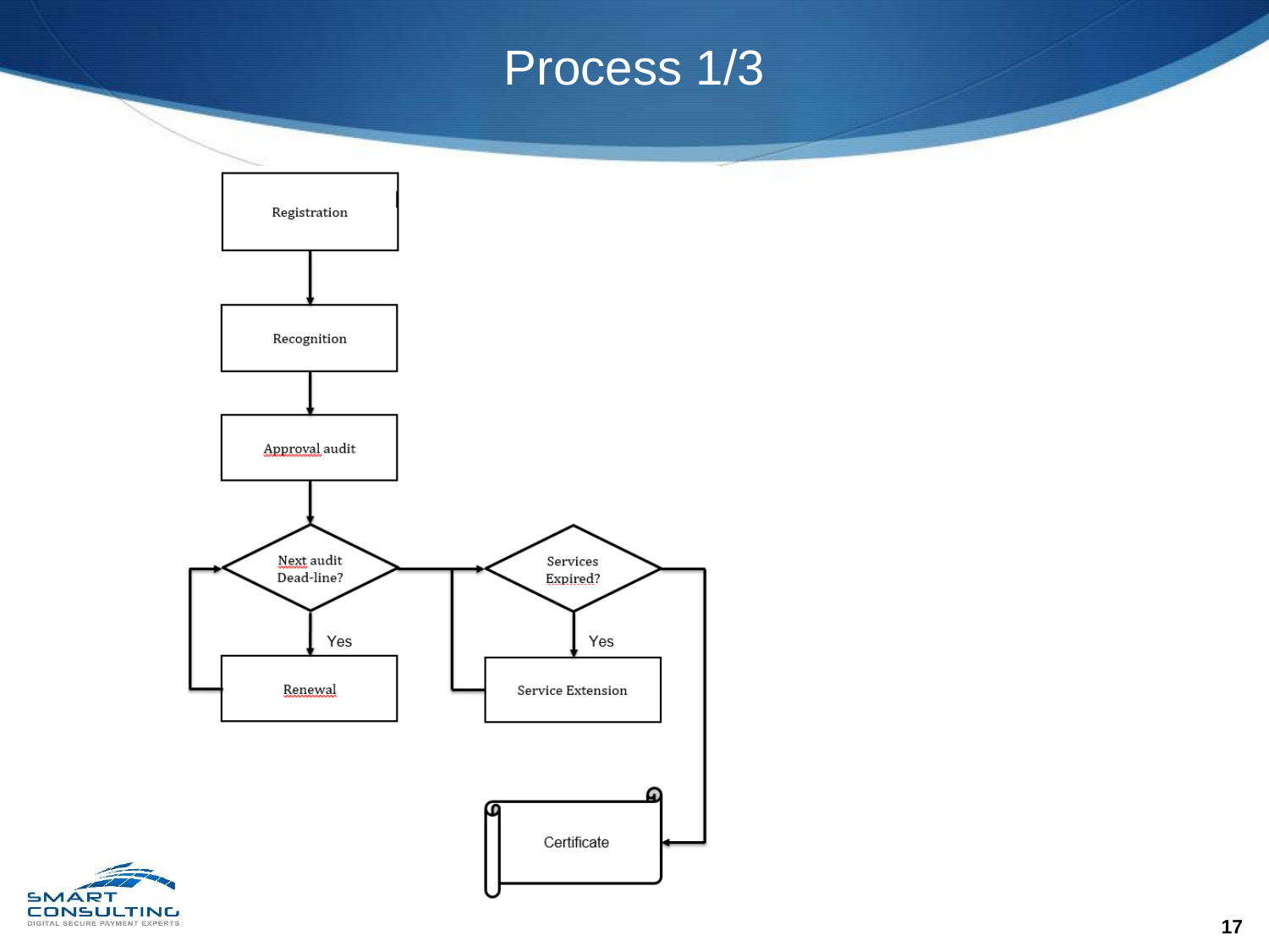# Process 1/3

Registration

Recognition

Approval audit

Next audit Dead-line?

Yes

Renewal

Services Expired?

Yes

Service Extension

Certificate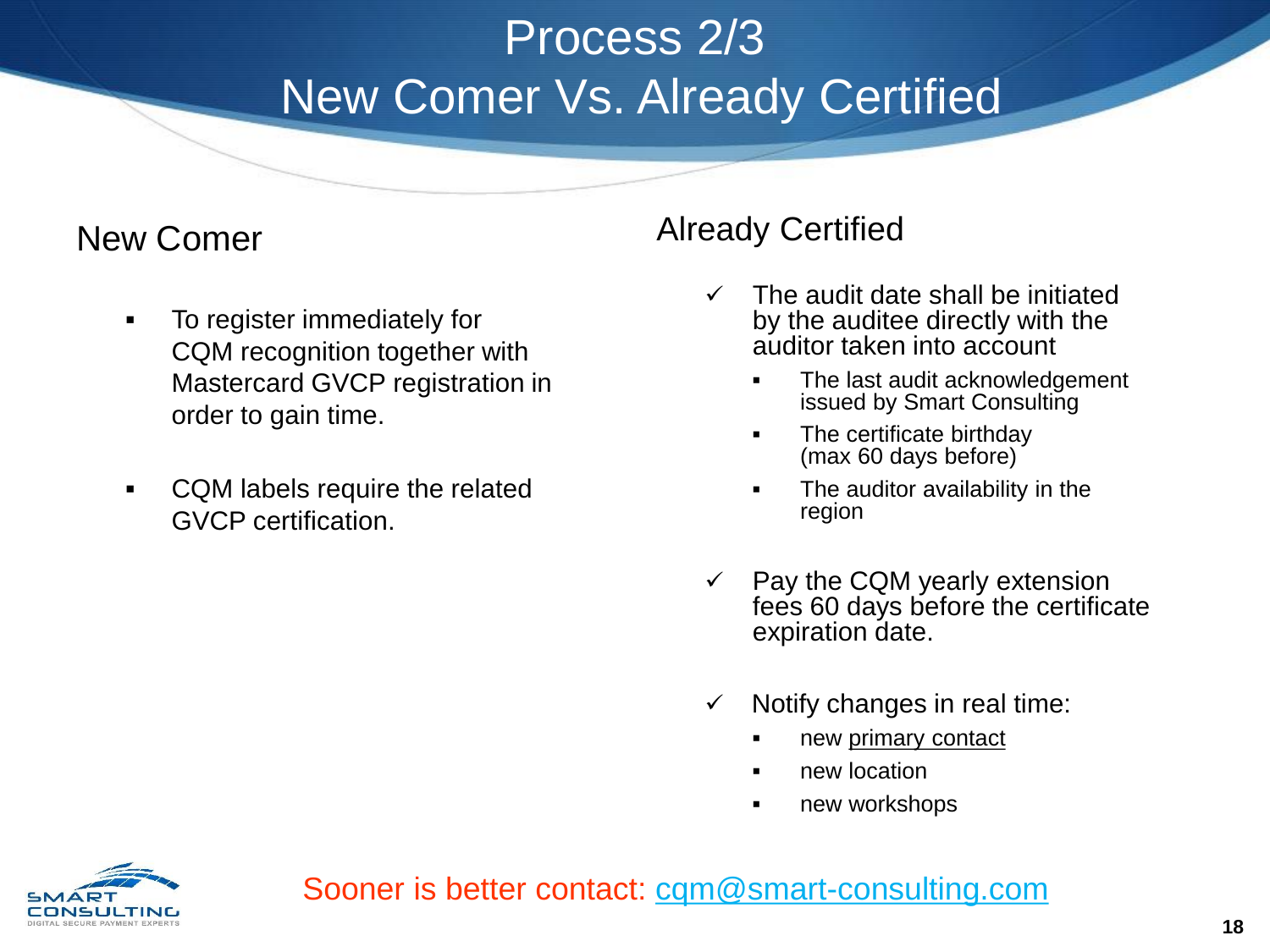# Process 2/3
# New Comer Vs. Already Certified

## New Comer

- To register immediately for CQM recognition together with Mastercard GVCP registration in order to gain time.
- CQM labels require the related GVCP certification.

## Already Certified

- ✓ The audit date shall be initiated by the auditee directly with the auditor taken into account
  - The last audit acknowledgement issued by Smart Consulting
  - The certificate birthday (max 60 days before)
  - The auditor availability in the region
- ✓ Pay the CQM yearly extension fees 60 days before the certificate expiration date.
- ✓ Notify changes in real time:
  - new primary contact
  - new location
  - new workshops

Sooner is better contact: cqm@smart-consulting.com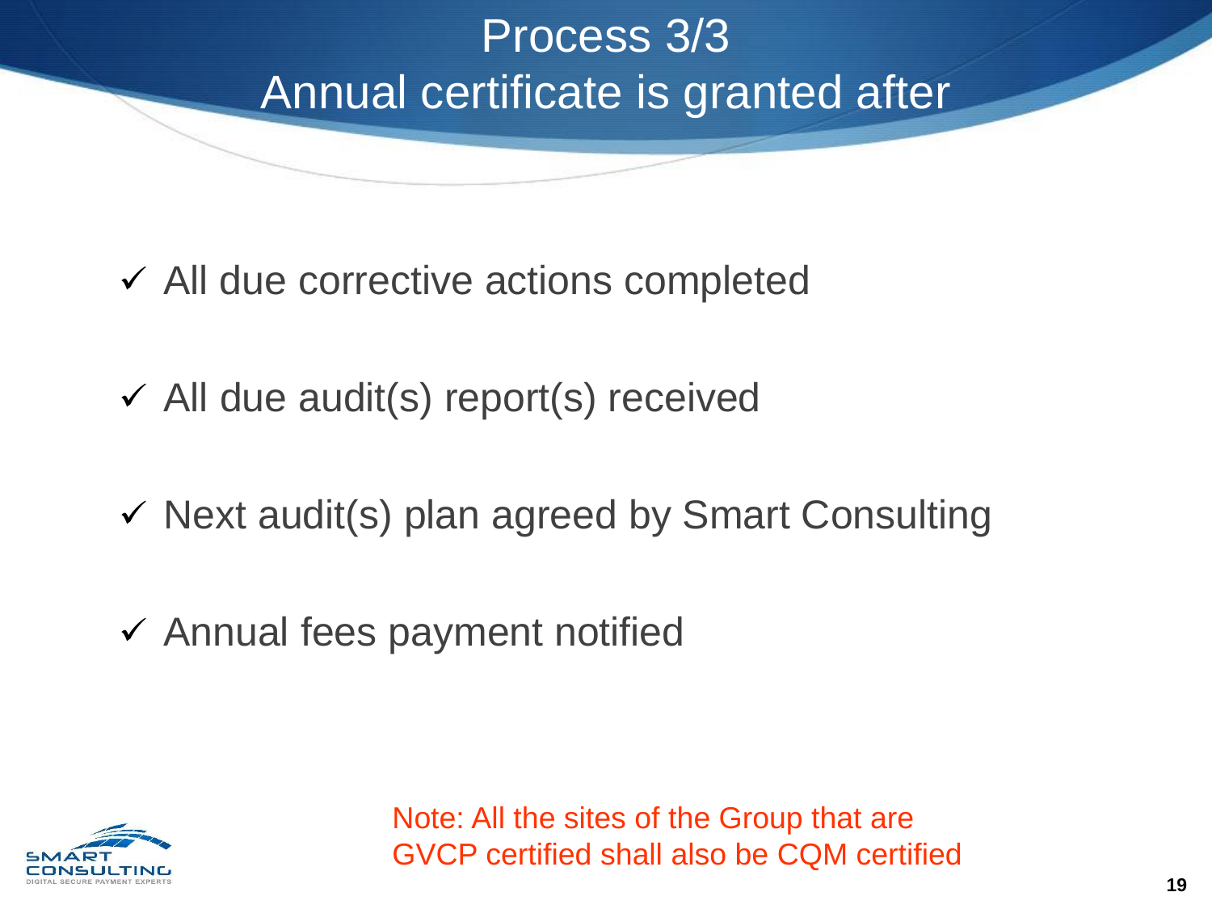# Process 3/3
# Annual certificate is granted after

- ✓ All due corrective actions completed
- ✓ All due audit(s) report(s) received
- ✓ Next audit(s) plan agreed by Smart Consulting
- ✓ Annual fees payment notified

Note: All the sites of the Group that are GVCP certified shall also be CQM certified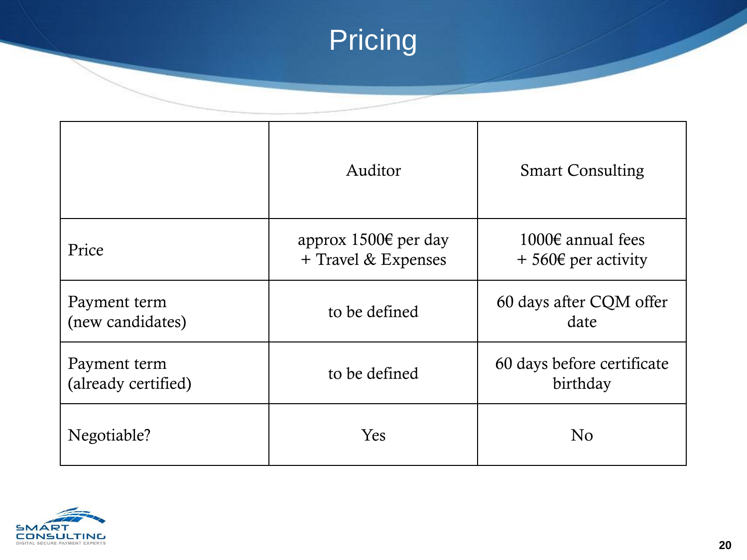# Pricing

| | Auditor | Smart Consulting |
|---|---|---|
| Price | approx 1500€ per day + Travel & Expenses | 1000€ annual fees + 560€ per activity |
| Payment term (new candidates) | to be defined | 60 days after CQM offer date |
| Payment term (already certified) | to be defined | 60 days before certificate birthday |
| Negotiable? | Yes | No |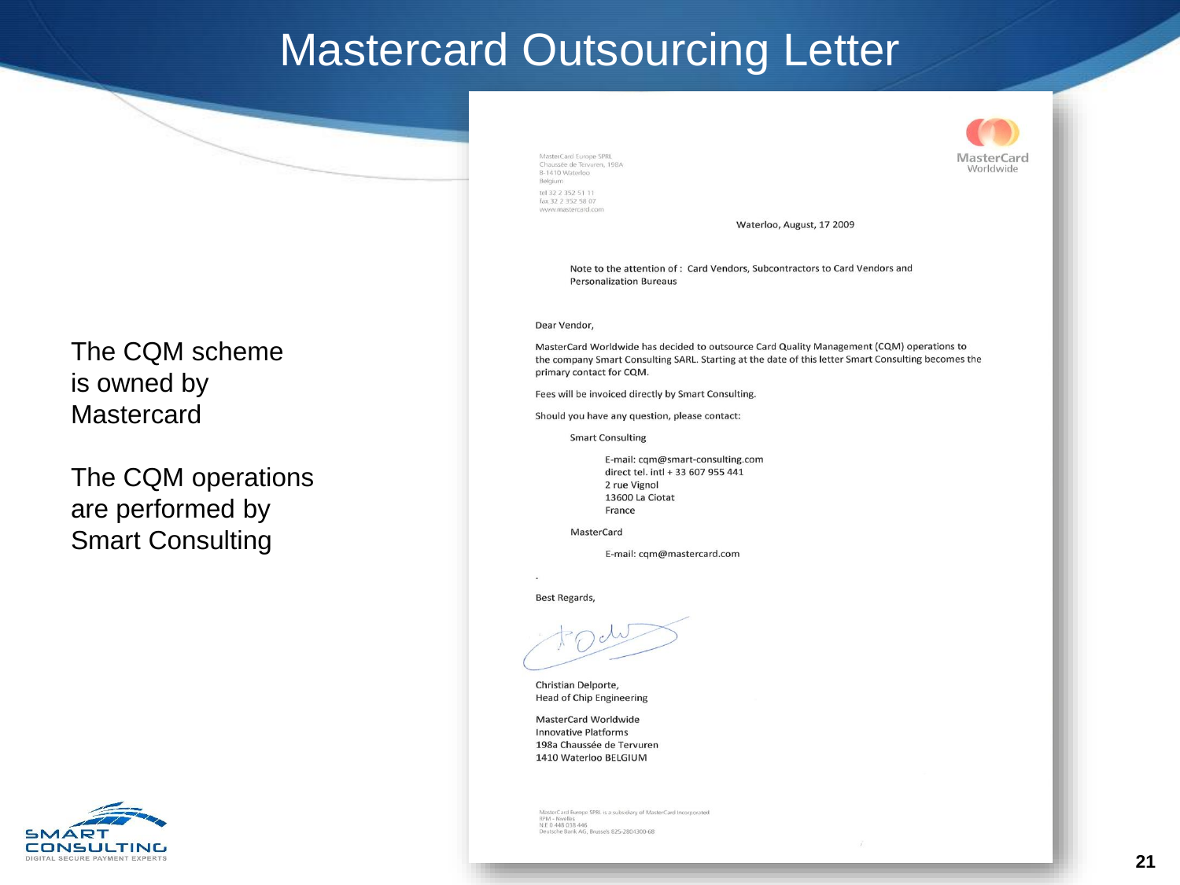# Mastercard Outsourcing Letter

The CQM scheme is owned by Mastercard

The CQM operations are performed by Smart Consulting

MasterCard Europe SPRL
Chaussée de Tervuren, 198A
B-1410 Waterloo
Belgium

tel 32 2 352 51 11
fax 32 2 352 58 07
www.mastercard.com

MasterCard Worldwide

Waterloo, August, 17 2009

Note to the attention of : Card Vendors, Subcontractors to Card Vendors and Personalization Bureaus

Dear Vendor,

MasterCard Worldwide has decided to outsource Card Quality Management (CQM) operations to the company Smart Consulting SARL. Starting at the date of this letter Smart Consulting becomes the primary contact for CQM.

Fees will be invoiced directly by Smart Consulting.

Should you have any question, please contact:

Smart Consulting

E-mail: cqm@smart-consulting.com
direct tel. intl + 33 607 955 441
2 rue Vignol
13600 La Ciotat
France

MasterCard

E-mail: cqm@mastercard.com

Best Regards,

Christian Delporte,
Head of Chip Engineering

MasterCard Worldwide
Innovative Platforms
198a Chaussée de Tervuren
1410 Waterloo BELGIUM

MasterCard Europe SPRL is a subsidiary of MasterCard Incorporated
RPM - Nivelles
N.E 0 448 038 446
Deutsche Bank AG, Brussels 825-2804300-68

SMART CONSULTING
DIGITAL SECURE PAYMENT EXPERTS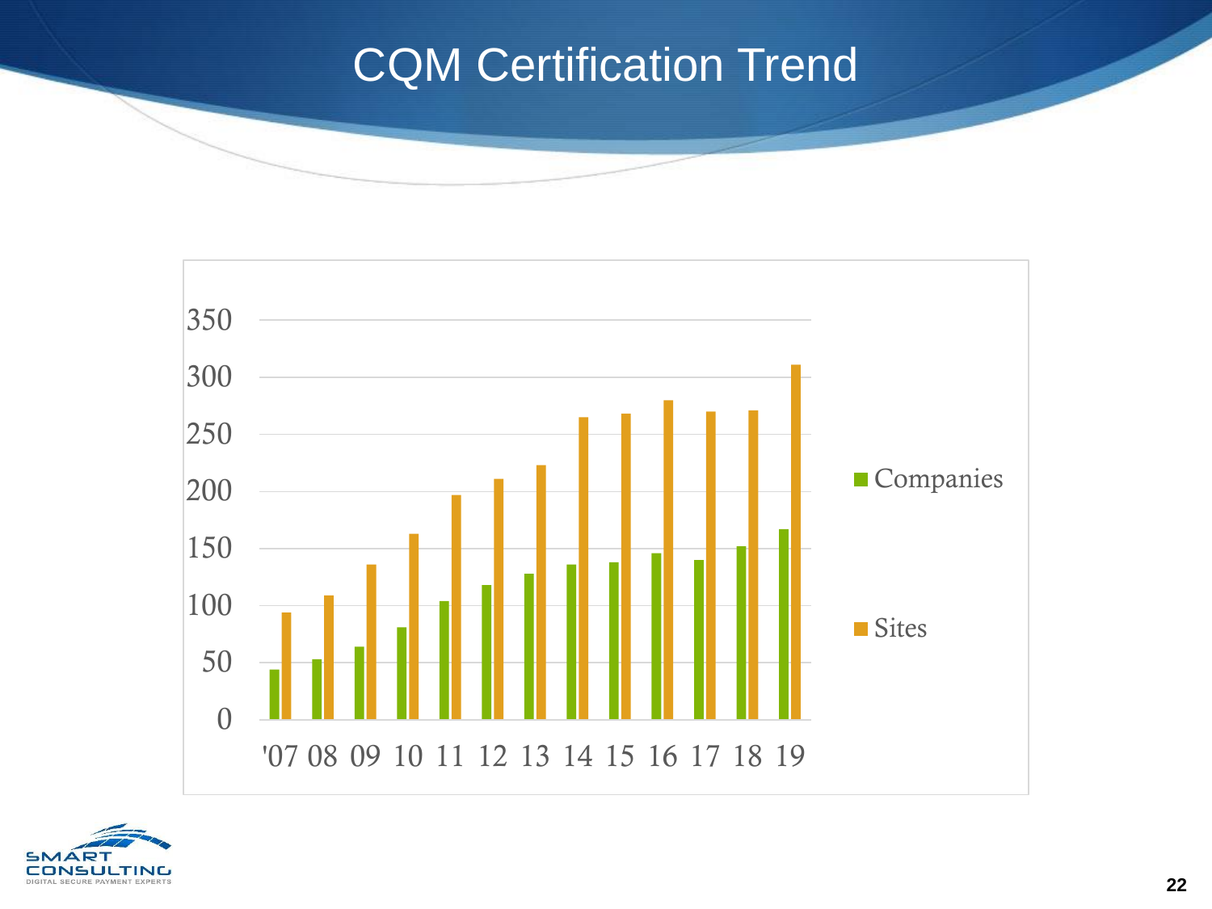# CQM Certification Trend

350
300
250
200
150
100
50
0

'07 08 09 10 11 12 13 14 15 16 17 18 19

Companies

Sites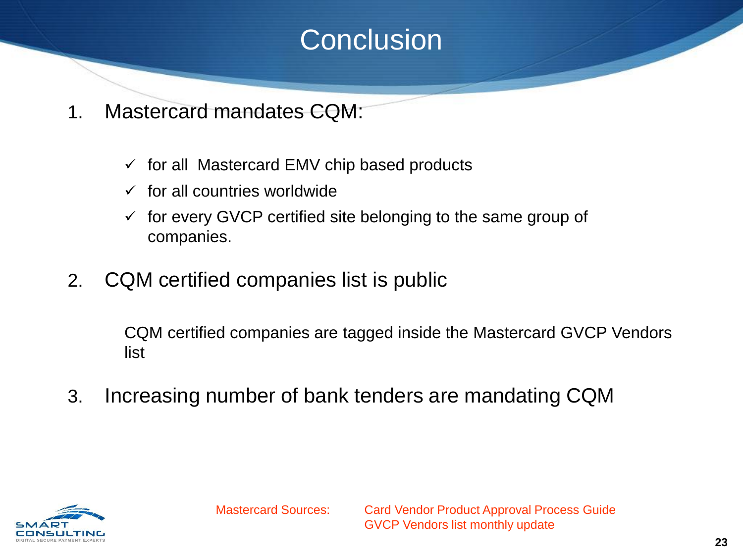# Conclusion

1. Mastercard mandates CQM:

   - ✓ for all Mastercard EMV chip based products
   - ✓ for all countries worldwide
   - ✓ for every GVCP certified site belonging to the same group of companies.

2. CQM certified companies list is public

   CQM certified companies are tagged inside the Mastercard GVCP Vendors list

3. Increasing number of bank tenders are mandating CQM

Mastercard Sources: Card Vendor Product Approval Process Guide
GVCP Vendors list monthly update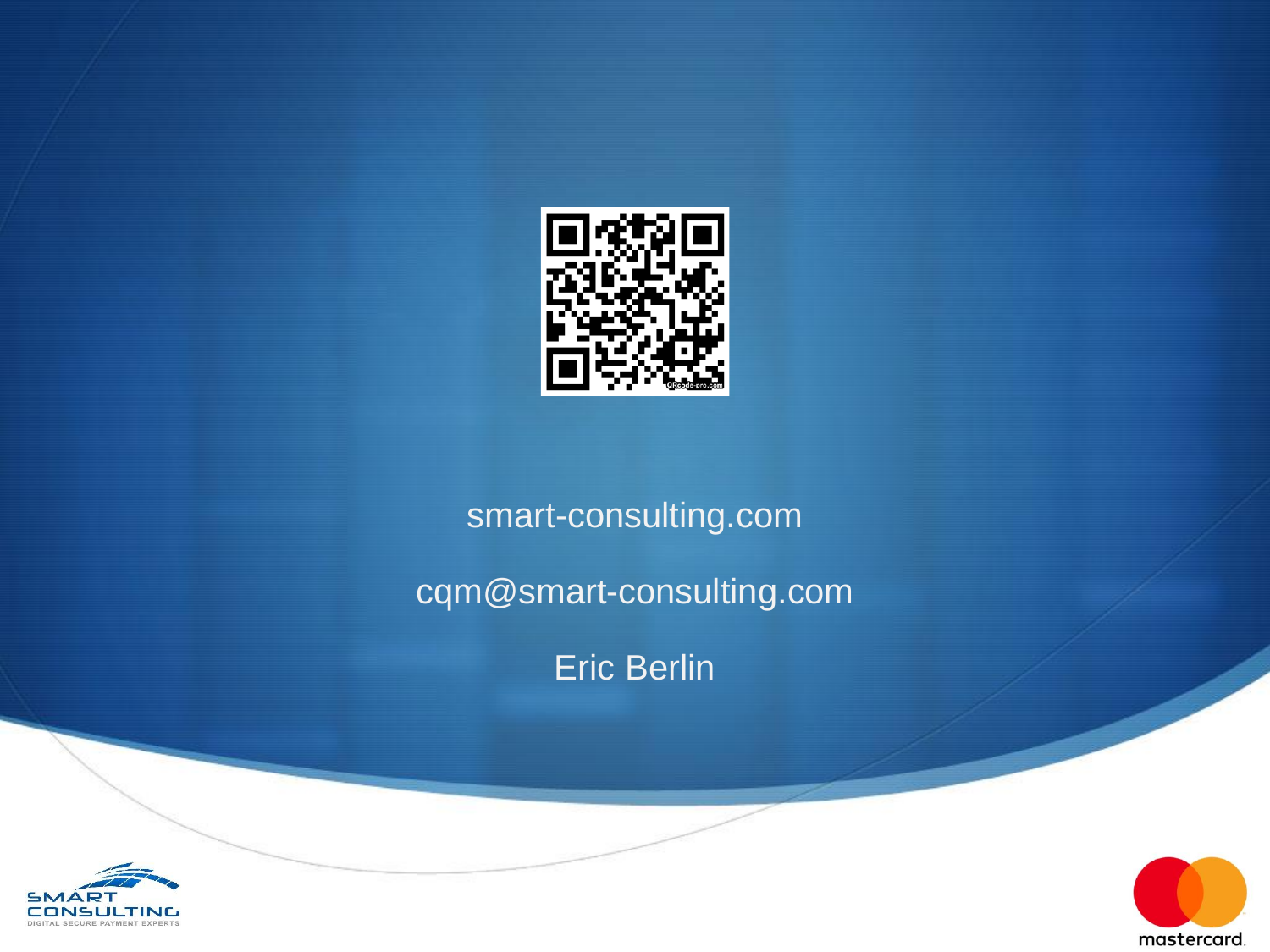smart-consulting.com

cqm@smart-consulting.com

Eric Berlin